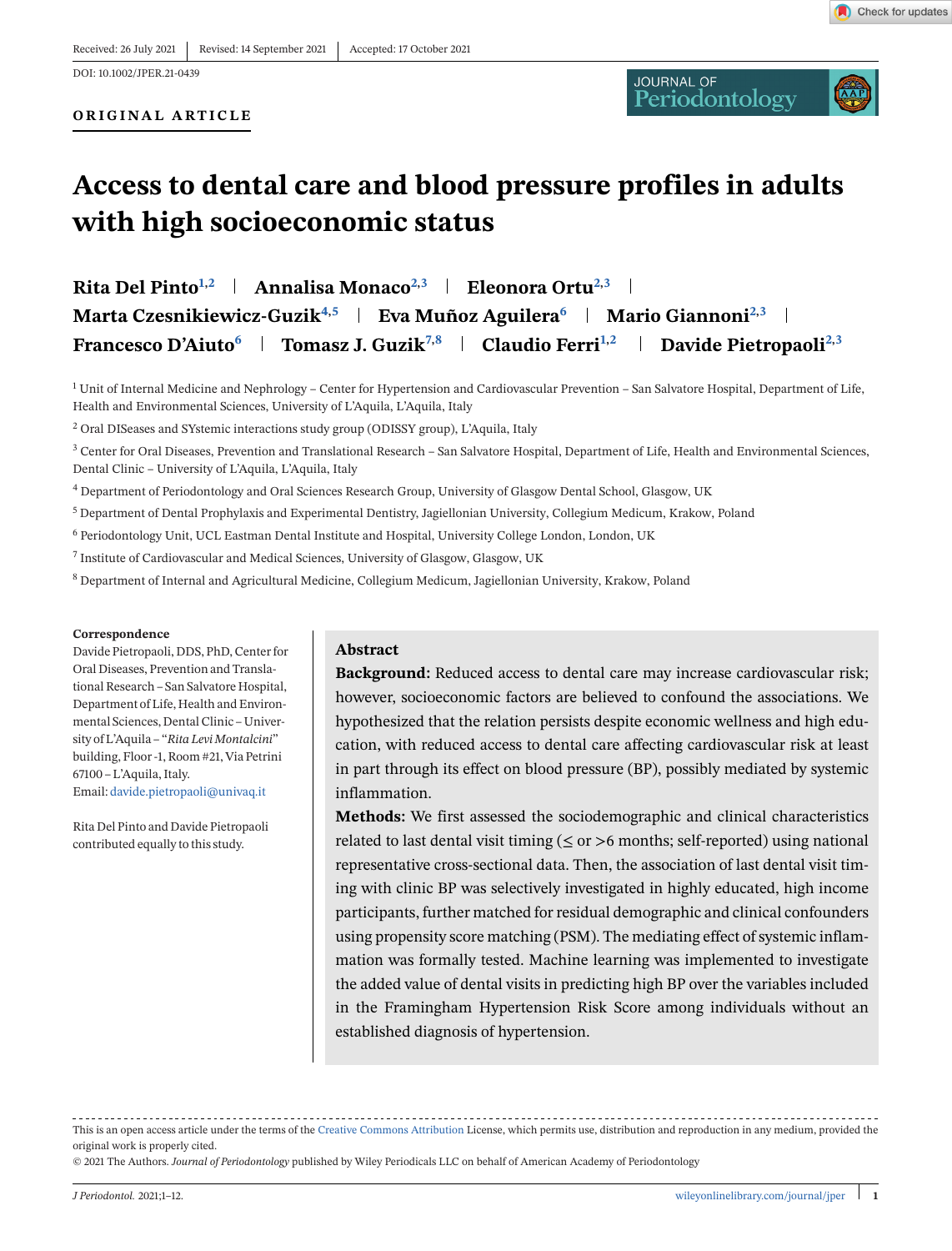Received: 26 July 2021 | Revised: 14 September 2021 | Accepted: 17 October 2021

DOI: 10.1002/JPER.21-0439

ORIGINAL ARTICLE

# Access to dental care and blood pressure profiles in adults with high socioeconomic status

**Rita Del Pinto[1,2] | Annalisa Monaco[2,3] | Eleonora Ortu[2,3] | Marta Czesnikiewicz-Guzik[4,5] | Eva Muñoz Aguilera[6] | Mario Giannoni[2,3] | Francesco D'Aiuto[6] | Tomasz J. Guzik[7,8] | Claudio Ferri[1,2] | Davide Pietropaoli[2,3]**

[1] Unit of Internal Medicine and Nephrology – Center for Hypertension and Cardiovascular Prevention – San Salvatore Hospital, Department of Life, Health and Environmental Sciences, University of L'Aquila, L'Aquila, Italy

[2] Oral DISeases and SYstemic interactions study group (ODISSY group), L'Aquila, Italy

[3] Center for Oral Diseases, Prevention and Translational Research – San Salvatore Hospital, Department of Life, Health and Environmental Sciences, Dental Clinic – University of L'Aquila, L'Aquila, Italy

[4] Department of Periodontology and Oral Sciences Research Group, University of Glasgow Dental School, Glasgow, UK

[5] Department of Dental Prophylaxis and Experimental Dentistry, Jagiellonian University, Collegium Medicum, Krakow, Poland

[6] Periodontology Unit, UCL Eastman Dental Institute and Hospital, University College London, London, UK

[7] Institute of Cardiovascular and Medical Sciences, University of Glasgow, Glasgow, UK

[8] Department of Internal and Agricultural Medicine, Collegium Medicum, Jagiellonian University, Krakow, Poland

**Correspondence**

Davide Pietropaoli, DDS, PhD, Center for Oral Diseases, Prevention and Translational Research – San Salvatore Hospital, Department of Life, Health and Environmental Sciences, Dental Clinic – University of L'Aquila – "*Rita Levi Montalcini*" building, Floor -1, Room #21, Via Petrini 67100 – L'Aquila, Italy.
Email: davide.pietropaoli@univaq.it

Rita Del Pinto and Davide Pietropaoli contributed equally to this study.

## Abstract

**Background:** Reduced access to dental care may increase cardiovascular risk; however, socioeconomic factors are believed to confound the associations. We hypothesized that the relation persists despite economic wellness and high education, with reduced access to dental care affecting cardiovascular risk at least in part through its effect on blood pressure (BP), possibly mediated by systemic inflammation.

**Methods:** We first assessed the sociodemographic and clinical characteristics related to last dental visit timing ($\leq$ or $>$6 months; self-reported) using national representative cross-sectional data. Then, the association of last dental visit timing with clinic BP was selectively investigated in highly educated, high income participants, further matched for residual demographic and clinical confounders using propensity score matching (PSM). The mediating effect of systemic inflammation was formally tested. Machine learning was implemented to investigate the added value of dental visits in predicting high BP over the variables included in the Framingham Hypertension Risk Score among individuals without an established diagnosis of hypertension.

This is an open access article under the terms of the Creative Commons Attribution License, which permits use, distribution and reproduction in any medium, provided the original work is properly cited.

© 2021 The Authors. *Journal of Periodontology* published by Wiley Periodicals LLC on behalf of American Academy of Periodontology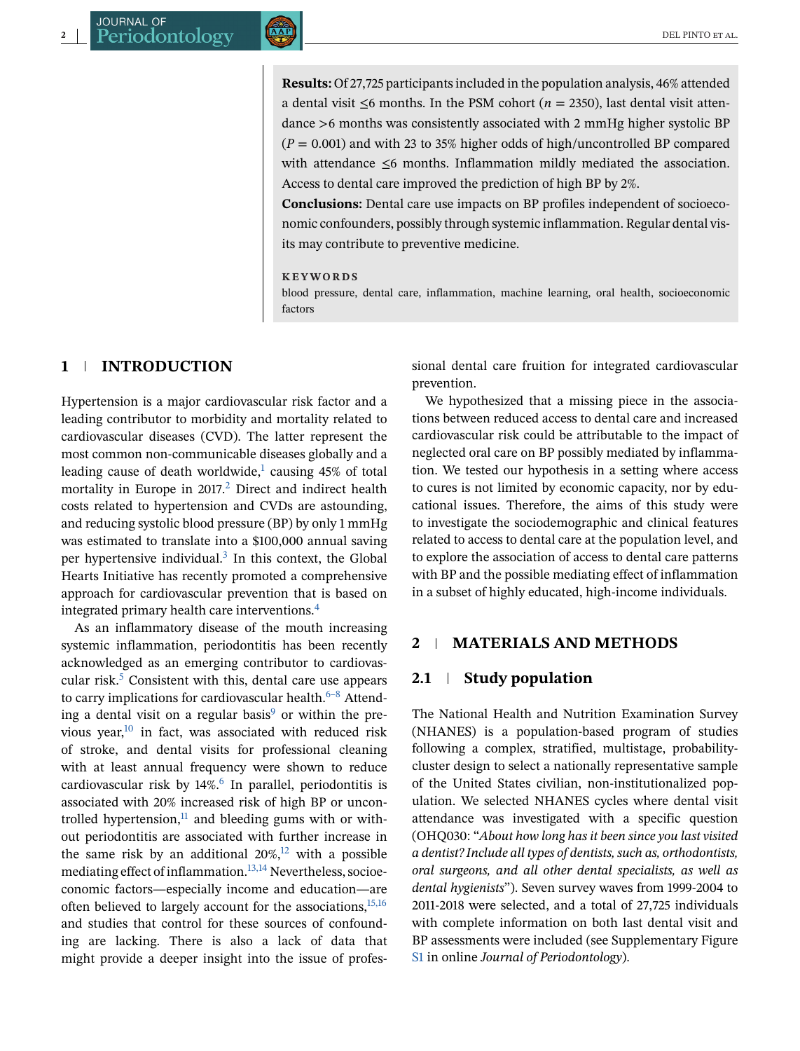**Results:** Of 27,725 participants included in the population analysis, 46% attended a dental visit ≤6 months. In the PSM cohort ($n$ = 2350), last dental visit attendance >6 months was consistently associated with 2 mmHg higher systolic BP ($P$ = 0.001) and with 23 to 35% higher odds of high/uncontrolled BP compared with attendance ≤6 months. Inflammation mildly mediated the association. Access to dental care improved the prediction of high BP by 2%.

**Conclusions:** Dental care use impacts on BP profiles independent of socioeconomic confounders, possibly through systemic inflammation. Regular dental visits may contribute to preventive medicine.

**KEYWORDS**

blood pressure, dental care, inflammation, machine learning, oral health, socioeconomic factors

## 1 | INTRODUCTION

Hypertension is a major cardiovascular risk factor and a leading contributor to morbidity and mortality related to cardiovascular diseases (CVD). The latter represent the most common non-communicable diseases globally and a leading cause of death worldwide,[1] causing 45% of total mortality in Europe in 2017.[2] Direct and indirect health costs related to hypertension and CVDs are astounding, and reducing systolic blood pressure (BP) by only 1 mmHg was estimated to translate into a $100,000 annual saving per hypertensive individual.[3] In this context, the Global Hearts Initiative has recently promoted a comprehensive approach for cardiovascular prevention that is based on integrated primary health care interventions.[4]

As an inflammatory disease of the mouth increasing systemic inflammation, periodontitis has been recently acknowledged as an emerging contributor to cardiovascular risk.[5] Consistent with this, dental care use appears to carry implications for cardiovascular health.[6–8] Attending a dental visit on a regular basis[9] or within the previous year,[10] in fact, was associated with reduced risk of stroke, and dental visits for professional cleaning with at least annual frequency were shown to reduce cardiovascular risk by 14%.[6] In parallel, periodontitis is associated with 20% increased risk of high BP or uncontrolled hypertension,[11] and bleeding gums with or without periodontitis are associated with further increase in the same risk by an additional 20%,[12] with a possible mediating effect of inflammation.[13,14] Nevertheless, socioeconomic factors—especially income and education—are often believed to largely account for the associations,[15,16] and studies that control for these sources of confounding are lacking. There is also a lack of data that might provide a deeper insight into the issue of professional dental care fruition for integrated cardiovascular prevention.

We hypothesized that a missing piece in the associations between reduced access to dental care and increased cardiovascular risk could be attributable to the impact of neglected oral care on BP possibly mediated by inflammation. We tested our hypothesis in a setting where access to cures is not limited by economic capacity, nor by educational issues. Therefore, the aims of this study were to investigate the sociodemographic and clinical features related to access to dental care at the population level, and to explore the association of access to dental care patterns with BP and the possible mediating effect of inflammation in a subset of highly educated, high-income individuals.

## 2 | MATERIALS AND METHODS

### 2.1 | Study population

The National Health and Nutrition Examination Survey (NHANES) is a population-based program of studies following a complex, stratified, multistage, probability-cluster design to select a nationally representative sample of the United States civilian, non-institutionalized population. We selected NHANES cycles where dental visit attendance was investigated with a specific question (OHQ030: "*About how long has it been since you last visited a dentist? Include all types of dentists, such as, orthodontists, oral surgeons, and all other dental specialists, as well as dental hygienists*"). Seven survey waves from 1999-2004 to 2011-2018 were selected, and a total of 27,725 individuals with complete information on both last dental visit and BP assessments were included (see Supplementary Figure S1 in online *Journal of Periodontology*).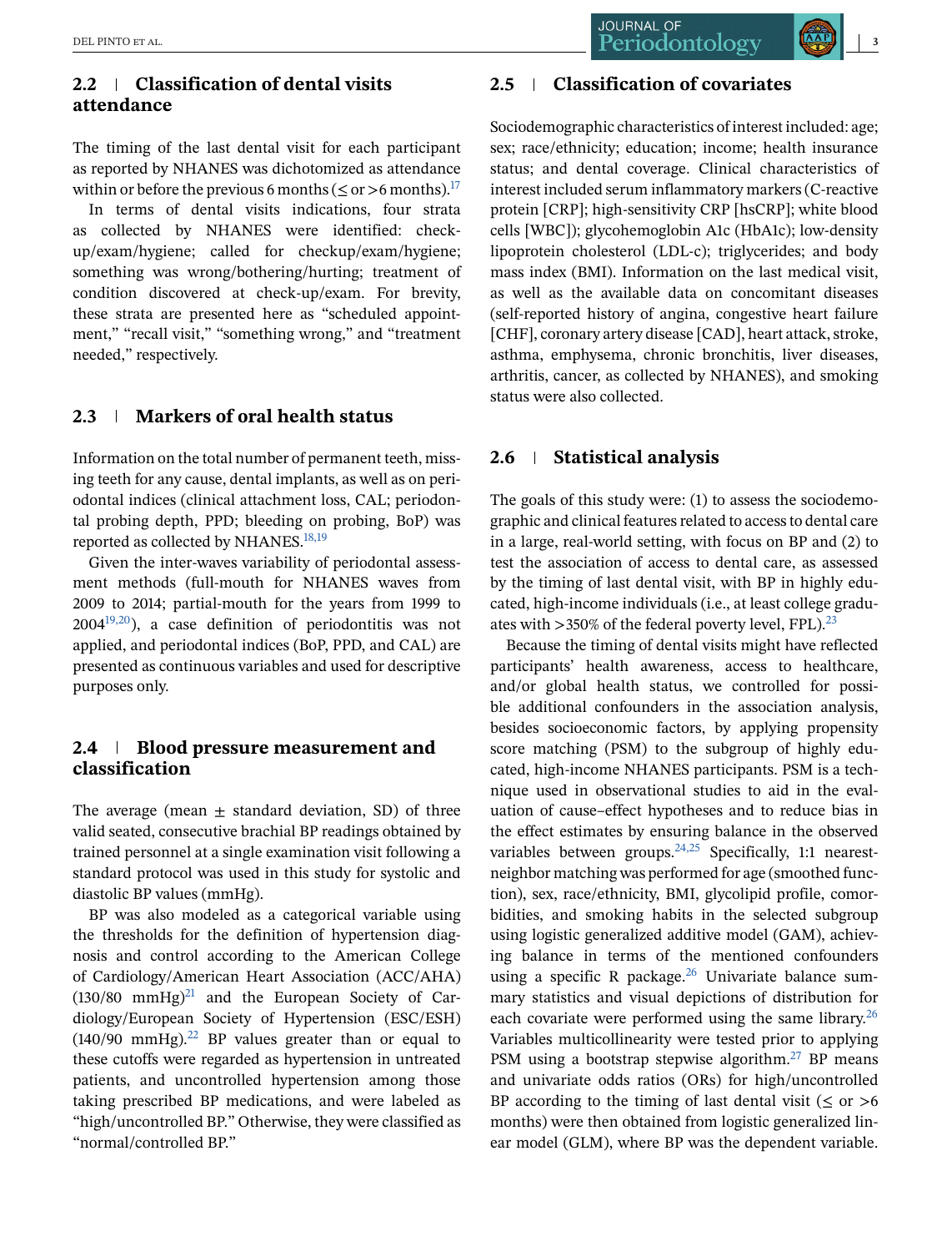## 2.2 | Classification of dental visits attendance

The timing of the last dental visit for each participant as reported by NHANES was dichotomized as attendance within or before the previous 6 months (≤ or >6 months).[17]

In terms of dental visits indications, four strata as collected by NHANES were identified: check-up/exam/hygiene; called for checkup/exam/hygiene; something was wrong/bothering/hurting; treatment of condition discovered at check-up/exam. For brevity, these strata are presented here as "scheduled appointment," "recall visit," "something wrong," and "treatment needed," respectively.

## 2.3 | Markers of oral health status

Information on the total number of permanent teeth, missing teeth for any cause, dental implants, as well as on periodontal indices (clinical attachment loss, CAL; periodontal probing depth, PPD; bleeding on probing, BoP) was reported as collected by NHANES.[18,19]

Given the inter-waves variability of periodontal assessment methods (full-mouth for NHANES waves from 2009 to 2014; partial-mouth for the years from 1999 to 2004[19,20]), a case definition of periodontitis was not applied, and periodontal indices (BoP, PPD, and CAL) are presented as continuous variables and used for descriptive purposes only.

## 2.4 | Blood pressure measurement and classification

The average (mean ± standard deviation, SD) of three valid seated, consecutive brachial BP readings obtained by trained personnel at a single examination visit following a standard protocol was used in this study for systolic and diastolic BP values (mmHg).

BP was also modeled as a categorical variable using the thresholds for the definition of hypertension diagnosis and control according to the American College of Cardiology/American Heart Association (ACC/AHA) (130/80 mmHg)[21] and the European Society of Cardiology/European Society of Hypertension (ESC/ESH) (140/90 mmHg).[22] BP values greater than or equal to these cutoffs were regarded as hypertension in untreated patients, and uncontrolled hypertension among those taking prescribed BP medications, and were labeled as "high/uncontrolled BP." Otherwise, they were classified as "normal/controlled BP."

## 2.5 | Classification of covariates

Sociodemographic characteristics of interest included: age; sex; race/ethnicity; education; income; health insurance status; and dental coverage. Clinical characteristics of interest included serum inflammatory markers (C-reactive protein [CRP]; high-sensitivity CRP [hsCRP]; white blood cells [WBC]); glycohemoglobin A1c (HbA1c); low-density lipoprotein cholesterol (LDL-c); triglycerides; and body mass index (BMI). Information on the last medical visit, as well as the available data on concomitant diseases (self-reported history of angina, congestive heart failure [CHF], coronary artery disease [CAD], heart attack, stroke, asthma, emphysema, chronic bronchitis, liver diseases, arthritis, cancer, as collected by NHANES), and smoking status were also collected.

## 2.6 | Statistical analysis

The goals of this study were: (1) to assess the sociodemographic and clinical features related to access to dental care in a large, real-world setting, with focus on BP and (2) to test the association of access to dental care, as assessed by the timing of last dental visit, with BP in highly educated, high-income individuals (i.e., at least college graduates with >350% of the federal poverty level, FPL).[23]

Because the timing of dental visits might have reflected participants' health awareness, access to healthcare, and/or global health status, we controlled for possible additional confounders in the association analysis, besides socioeconomic factors, by applying propensity score matching (PSM) to the subgroup of highly educated, high-income NHANES participants. PSM is a technique used in observational studies to aid in the evaluation of cause–effect hypotheses and to reduce bias in the effect estimates by ensuring balance in the observed variables between groups.[24,25] Specifically, 1:1 nearest-neighbor matching was performed for age (smoothed function), sex, race/ethnicity, BMI, glycolipid profile, comorbidities, and smoking habits in the selected subgroup using logistic generalized additive model (GAM), achieving balance in terms of the mentioned confounders using a specific R package.[26] Univariate balance summary statistics and visual depictions of distribution for each covariate were performed using the same library.[26] Variables multicollinearity were tested prior to applying PSM using a bootstrap stepwise algorithm.[27] BP means and univariate odds ratios (ORs) for high/uncontrolled BP according to the timing of last dental visit (≤ or >6 months) were then obtained from logistic generalized linear model (GLM), where BP was the dependent variable.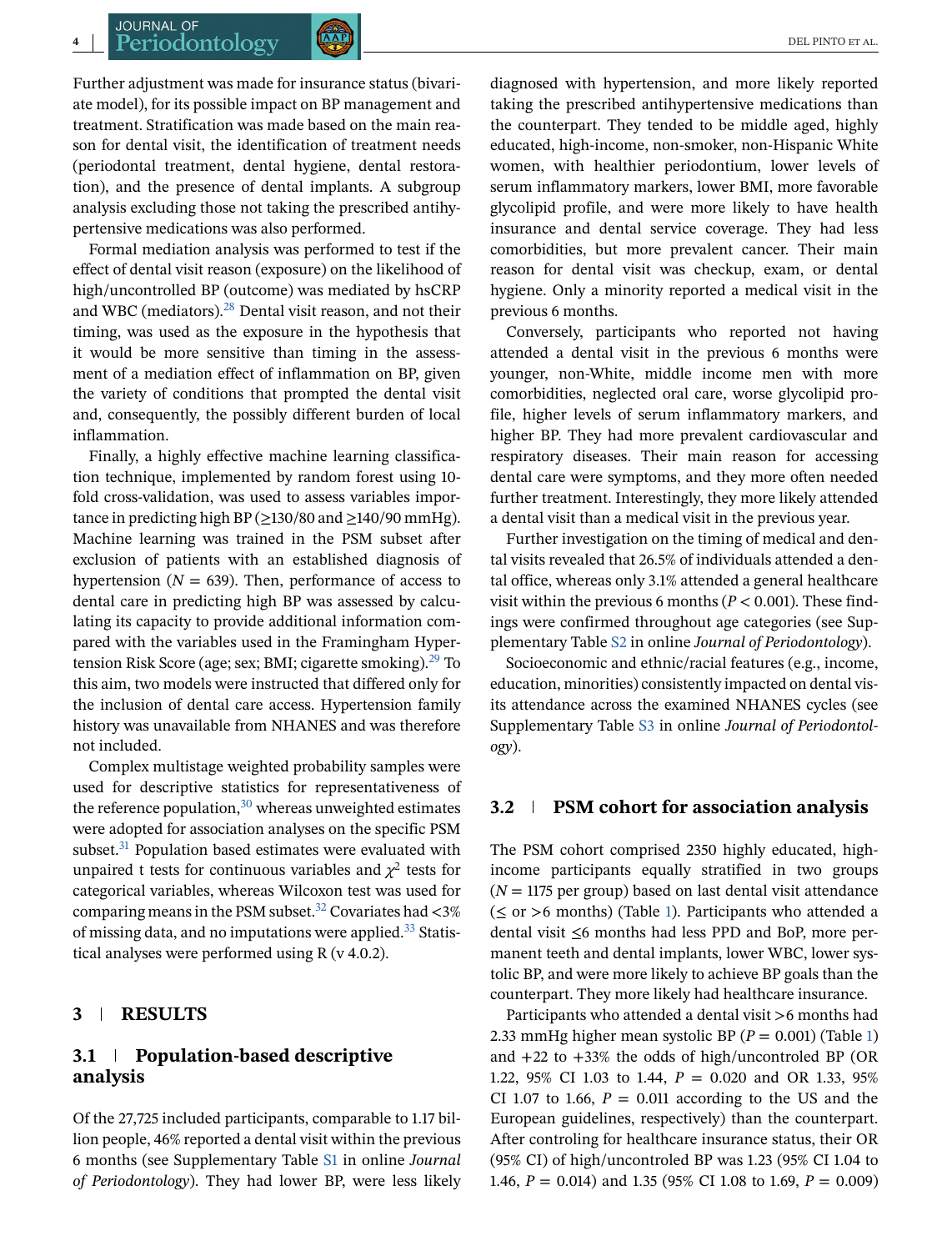Further adjustment was made for insurance status (bivariate model), for its possible impact on BP management and treatment. Stratification was made based on the main reason for dental visit, the identification of treatment needs (periodontal treatment, dental hygiene, dental restoration), and the presence of dental implants. A subgroup analysis excluding those not taking the prescribed antihypertensive medications was also performed.

Formal mediation analysis was performed to test if the effect of dental visit reason (exposure) on the likelihood of high/uncontrolled BP (outcome) was mediated by hsCRP and WBC (mediators).[28] Dental visit reason, and not their timing, was used as the exposure in the hypothesis that it would be more sensitive than timing in the assessment of a mediation effect of inflammation on BP, given the variety of conditions that prompted the dental visit and, consequently, the possibly different burden of local inflammation.

Finally, a highly effective machine learning classification technique, implemented by random forest using 10-fold cross-validation, was used to assess variables importance in predicting high BP (≥130/80 and ≥140/90 mmHg). Machine learning was trained in the PSM subset after exclusion of patients with an established diagnosis of hypertension ($N = 639$). Then, performance of access to dental care in predicting high BP was assessed by calculating its capacity to provide additional information compared with the variables used in the Framingham Hypertension Risk Score (age; sex; BMI; cigarette smoking).[29] To this aim, two models were instructed that differed only for the inclusion of dental care access. Hypertension family history was unavailable from NHANES and was therefore not included.

Complex multistage weighted probability samples were used for descriptive statistics for representativeness of the reference population,[30] whereas unweighted estimates were adopted for association analyses on the specific PSM subset.[31] Population based estimates were evaluated with unpaired t tests for continuous variables and $\chi^2$ tests for categorical variables, whereas Wilcoxon test was used for comparing means in the PSM subset.[32] Covariates had <3% of missing data, and no imputations were applied.[33] Statistical analyses were performed using R (v 4.0.2).

## 3 | RESULTS

### 3.1 | Population-based descriptive analysis

Of the 27,725 included participants, comparable to 1.17 billion people, 46% reported a dental visit within the previous 6 months (see Supplementary Table S1 in online *Journal of Periodontology*). They had lower BP, were less likely diagnosed with hypertension, and more likely reported taking the prescribed antihypertensive medications than the counterpart. They tended to be middle aged, highly educated, high-income, non-smoker, non-Hispanic White women, with healthier periodontium, lower levels of serum inflammatory markers, lower BMI, more favorable glycolipid profile, and were more likely to have health insurance and dental service coverage. They had less comorbidities, but more prevalent cancer. Their main reason for dental visit was checkup, exam, or dental hygiene. Only a minority reported a medical visit in the previous 6 months.

Conversely, participants who reported not having attended a dental visit in the previous 6 months were younger, non-White, middle income men with more comorbidities, neglected oral care, worse glycolipid profile, higher levels of serum inflammatory markers, and higher BP. They had more prevalent cardiovascular and respiratory diseases. Their main reason for accessing dental care were symptoms, and they more often needed further treatment. Interestingly, they more likely attended a dental visit than a medical visit in the previous year.

Further investigation on the timing of medical and dental visits revealed that 26.5% of individuals attended a dental office, whereas only 3.1% attended a general healthcare visit within the previous 6 months ($P < 0.001$). These findings were confirmed throughout age categories (see Supplementary Table S2 in online *Journal of Periodontology*).

Socioeconomic and ethnic/racial features (e.g., income, education, minorities) consistently impacted on dental visits attendance across the examined NHANES cycles (see Supplementary Table S3 in online *Journal of Periodontology*).

### 3.2 | PSM cohort for association analysis

The PSM cohort comprised 2350 highly educated, high-income participants equally stratified in two groups ($N = 1175$ per group) based on last dental visit attendance (≤ or >6 months) (Table 1). Participants who attended a dental visit ≤6 months had less PPD and BoP, more permanent teeth and dental implants, lower WBC, lower systolic BP, and were more likely to achieve BP goals than the counterpart. They more likely had healthcare insurance.

Participants who attended a dental visit >6 months had 2.33 mmHg higher mean systolic BP ($P = 0.001$) (Table 1) and +22 to +33% the odds of high/uncontroled BP (OR 1.22, 95% CI 1.03 to 1.44, $P = 0.020$ and OR 1.33, 95% CI 1.07 to 1.66, $P = 0.011$ according to the US and the European guidelines, respectively) than the counterpart. After controling for healthcare insurance status, their OR (95% CI) of high/uncontroled BP was 1.23 (95% CI 1.04 to 1.46, $P = 0.014$) and 1.35 (95% CI 1.08 to 1.69, $P = 0.009$)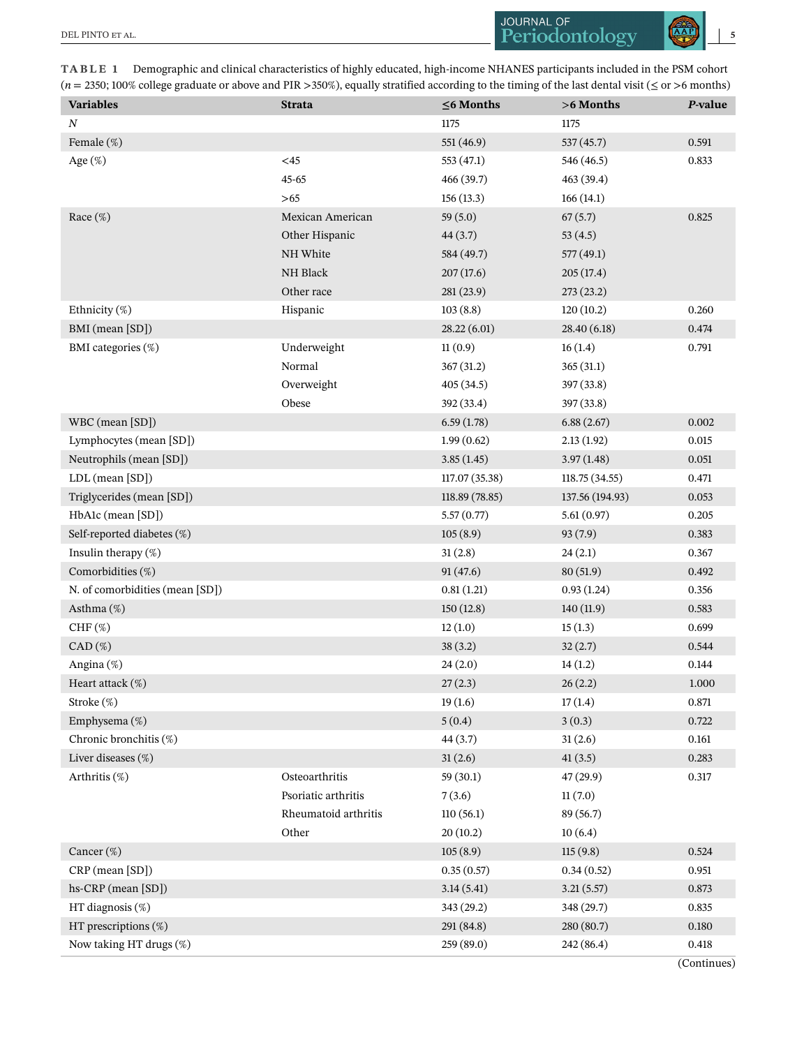**TABLE 1** Demographic and clinical characteristics of highly educated, high-income NHANES participants included in the PSM cohort ($n = 2350$; 100% college graduate or above and PIR >350%), equally stratified according to the timing of the last dental visit (≤ or >6 months)

| Variables | Strata | ≤6 Months | >6 Months | *P*-value |
|---|---|---|---|---|
| *N* | | 1175 | 1175 | |
| Female (%) | | 551 (46.9) | 537 (45.7) | 0.591 |
| Age (%) | <45 | 553 (47.1) | 546 (46.5) | 0.833 |
| | 45-65 | 466 (39.7) | 463 (39.4) | |
| | >65 | 156 (13.3) | 166 (14.1) | |
| Race (%) | Mexican American | 59 (5.0) | 67 (5.7) | 0.825 |
| | Other Hispanic | 44 (3.7) | 53 (4.5) | |
| | NH White | 584 (49.7) | 577 (49.1) | |
| | NH Black | 207 (17.6) | 205 (17.4) | |
| | Other race | 281 (23.9) | 273 (23.2) | |
| Ethnicity (%) | Hispanic | 103 (8.8) | 120 (10.2) | 0.260 |
| BMI (mean [SD]) | | 28.22 (6.01) | 28.40 (6.18) | 0.474 |
| BMI categories (%) | Underweight | 11 (0.9) | 16 (1.4) | 0.791 |
| | Normal | 367 (31.2) | 365 (31.1) | |
| | Overweight | 405 (34.5) | 397 (33.8) | |
| | Obese | 392 (33.4) | 397 (33.8) | |
| WBC (mean [SD]) | | 6.59 (1.78) | 6.88 (2.67) | 0.002 |
| Lymphocytes (mean [SD]) | | 1.99 (0.62) | 2.13 (1.92) | 0.015 |
| Neutrophils (mean [SD]) | | 3.85 (1.45) | 3.97 (1.48) | 0.051 |
| LDL (mean [SD]) | | 117.07 (35.38) | 118.75 (34.55) | 0.471 |
| Triglycerides (mean [SD]) | | 118.89 (78.85) | 137.56 (194.93) | 0.053 |
| HbA1c (mean [SD]) | | 5.57 (0.77) | 5.61 (0.97) | 0.205 |
| Self-reported diabetes (%) | | 105 (8.9) | 93 (7.9) | 0.383 |
| Insulin therapy (%) | | 31 (2.8) | 24 (2.1) | 0.367 |
| Comorbidities (%) | | 91 (47.6) | 80 (51.9) | 0.492 |
| N. of comorbidities (mean [SD]) | | 0.81 (1.21) | 0.93 (1.24) | 0.356 |
| Asthma (%) | | 150 (12.8) | 140 (11.9) | 0.583 |
| CHF (%) | | 12 (1.0) | 15 (1.3) | 0.699 |
| CAD (%) | | 38 (3.2) | 32 (2.7) | 0.544 |
| Angina (%) | | 24 (2.0) | 14 (1.2) | 0.144 |
| Heart attack (%) | | 27 (2.3) | 26 (2.2) | 1.000 |
| Stroke (%) | | 19 (1.6) | 17 (1.4) | 0.871 |
| Emphysema (%) | | 5 (0.4) | 3 (0.3) | 0.722 |
| Chronic bronchitis (%) | | 44 (3.7) | 31 (2.6) | 0.161 |
| Liver diseases (%) | | 31 (2.6) | 41 (3.5) | 0.283 |
| Arthritis (%) | Osteoarthritis | 59 (30.1) | 47 (29.9) | 0.317 |
| | Psoriatic arthritis | 7 (3.6) | 11 (7.0) | |
| | Rheumatoid arthritis | 110 (56.1) | 89 (56.7) | |
| | Other | 20 (10.2) | 10 (6.4) | |
| Cancer (%) | | 105 (8.9) | 115 (9.8) | 0.524 |
| CRP (mean [SD]) | | 0.35 (0.57) | 0.34 (0.52) | 0.951 |
| hs-CRP (mean [SD]) | | 3.14 (5.41) | 3.21 (5.57) | 0.873 |
| HT diagnosis (%) | | 343 (29.2) | 348 (29.7) | 0.835 |
| HT prescriptions (%) | | 291 (84.8) | 280 (80.7) | 0.180 |
| Now taking HT drugs (%) | | 259 (89.0) | 242 (86.4) | 0.418 |

(Continues)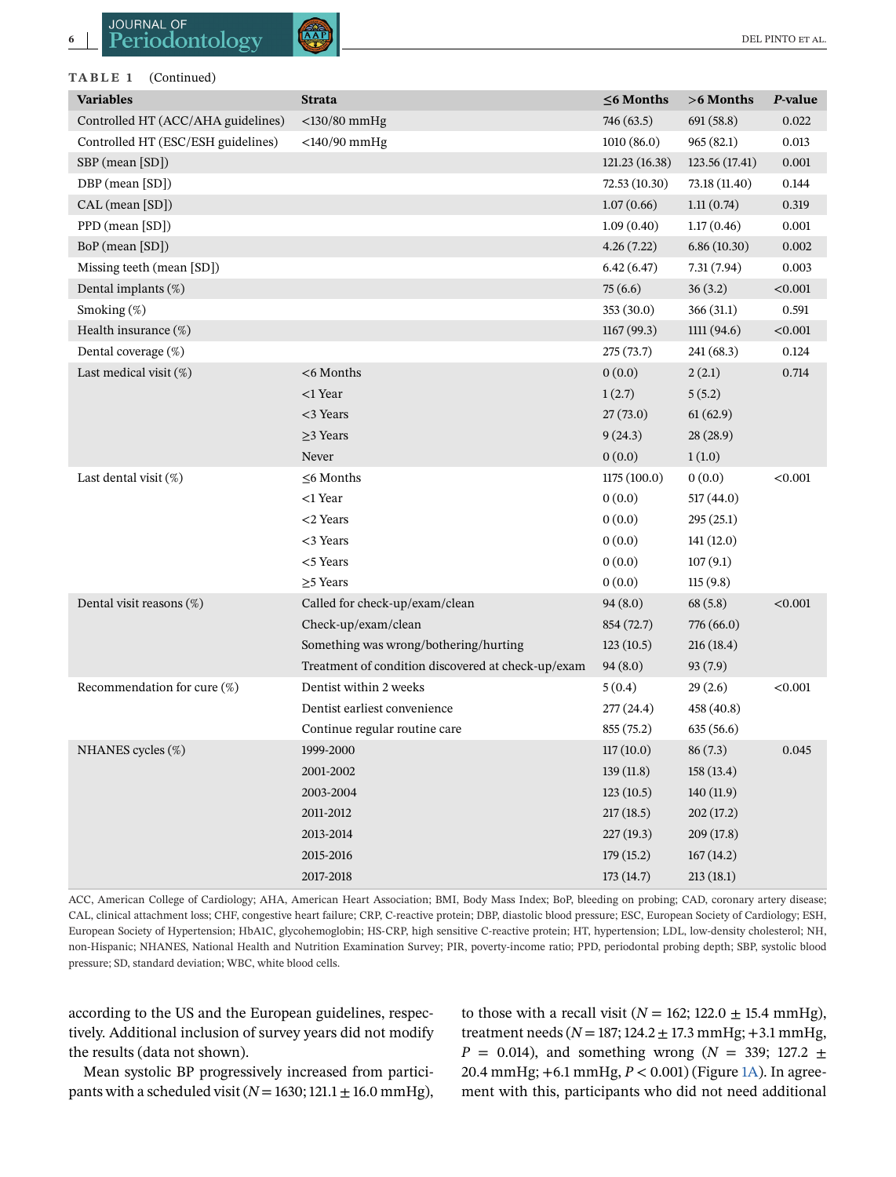**TABLE 1** (Continued)

| Variables | Strata | ≤6 Months | >6 Months | *P*-value |
|---|---|---|---|---|
| Controlled HT (ACC/AHA guidelines) | <130/80 mmHg | 746 (63.5) | 691 (58.8) | 0.022 |
| Controlled HT (ESC/ESH guidelines) | <140/90 mmHg | 1010 (86.0) | 965 (82.1) | 0.013 |
| SBP (mean [SD]) | | 121.23 (16.38) | 123.56 (17.41) | 0.001 |
| DBP (mean [SD]) | | 72.53 (10.30) | 73.18 (11.40) | 0.144 |
| CAL (mean [SD]) | | 1.07 (0.66) | 1.11 (0.74) | 0.319 |
| PPD (mean [SD]) | | 1.09 (0.40) | 1.17 (0.46) | 0.001 |
| BoP (mean [SD]) | | 4.26 (7.22) | 6.86 (10.30) | 0.002 |
| Missing teeth (mean [SD]) | | 6.42 (6.47) | 7.31 (7.94) | 0.003 |
| Dental implants (%) | | 75 (6.6) | 36 (3.2) | <0.001 |
| Smoking (%) | | 353 (30.0) | 366 (31.1) | 0.591 |
| Health insurance (%) | | 1167 (99.3) | 1111 (94.6) | <0.001 |
| Dental coverage (%) | | 275 (73.7) | 241 (68.3) | 0.124 |
| Last medical visit (%) | <6 Months | 0 (0.0) | 2 (2.1) | 0.714 |
| | <1 Year | 1 (2.7) | 5 (5.2) | |
| | <3 Years | 27 (73.0) | 61 (62.9) | |
| | ≥3 Years | 9 (24.3) | 28 (28.9) | |
| | Never | 0 (0.0) | 1 (1.0) | |
| Last dental visit (%) | ≤6 Months | 1175 (100.0) | 0 (0.0) | <0.001 |
| | <1 Year | 0 (0.0) | 517 (44.0) | |
| | <2 Years | 0 (0.0) | 295 (25.1) | |
| | <3 Years | 0 (0.0) | 141 (12.0) | |
| | <5 Years | 0 (0.0) | 107 (9.1) | |
| | ≥5 Years | 0 (0.0) | 115 (9.8) | |
| Dental visit reasons (%) | Called for check-up/exam/clean | 94 (8.0) | 68 (5.8) | <0.001 |
| | Check-up/exam/clean | 854 (72.7) | 776 (66.0) | |
| | Something was wrong/bothering/hurting | 123 (10.5) | 216 (18.4) | |
| | Treatment of condition discovered at check-up/exam | 94 (8.0) | 93 (7.9) | |
| Recommendation for cure (%) | Dentist within 2 weeks | 5 (0.4) | 29 (2.6) | <0.001 |
| | Dentist earliest convenience | 277 (24.4) | 458 (40.8) | |
| | Continue regular routine care | 855 (75.2) | 635 (56.6) | |
| NHANES cycles (%) | 1999-2000 | 117 (10.0) | 86 (7.3) | 0.045 |
| | 2001-2002 | 139 (11.8) | 158 (13.4) | |
| | 2003-2004 | 123 (10.5) | 140 (11.9) | |
| | 2011-2012 | 217 (18.5) | 202 (17.2) | |
| | 2013-2014 | 227 (19.3) | 209 (17.8) | |
| | 2015-2016 | 179 (15.2) | 167 (14.2) | |
| | 2017-2018 | 173 (14.7) | 213 (18.1) | |

ACC, American College of Cardiology; AHA, American Heart Association; BMI, Body Mass Index; BoP, bleeding on probing; CAD, coronary artery disease; CAL, clinical attachment loss; CHF, congestive heart failure; CRP, C-reactive protein; DBP, diastolic blood pressure; ESC, European Society of Cardiology; ESH, European Society of Hypertension; HbA1C, glycohemoglobin; HS-CRP, high sensitive C-reactive protein; HT, hypertension; LDL, low-density cholesterol; NH, non-Hispanic; NHANES, National Health and Nutrition Examination Survey; PIR, poverty-income ratio; PPD, periodontal probing depth; SBP, systolic blood pressure; SD, standard deviation; WBC, white blood cells.

according to the US and the European guidelines, respectively. Additional inclusion of survey years did not modify the results (data not shown).

Mean systolic BP progressively increased from participants with a scheduled visit ($N = 1630$; 121.1 ± 16.0 mmHg), to those with a recall visit ($N = 162$; 122.0 ± 15.4 mmHg), treatment needs ($N = 187$; 124.2 ± 17.3 mmHg; +3.1 mmHg, $P = 0.014$), and something wrong ($N = 339$; 127.2 ± 20.4 mmHg; +6.1 mmHg, $P < 0.001$) (Figure 1A). In agreement with this, participants who did not need additional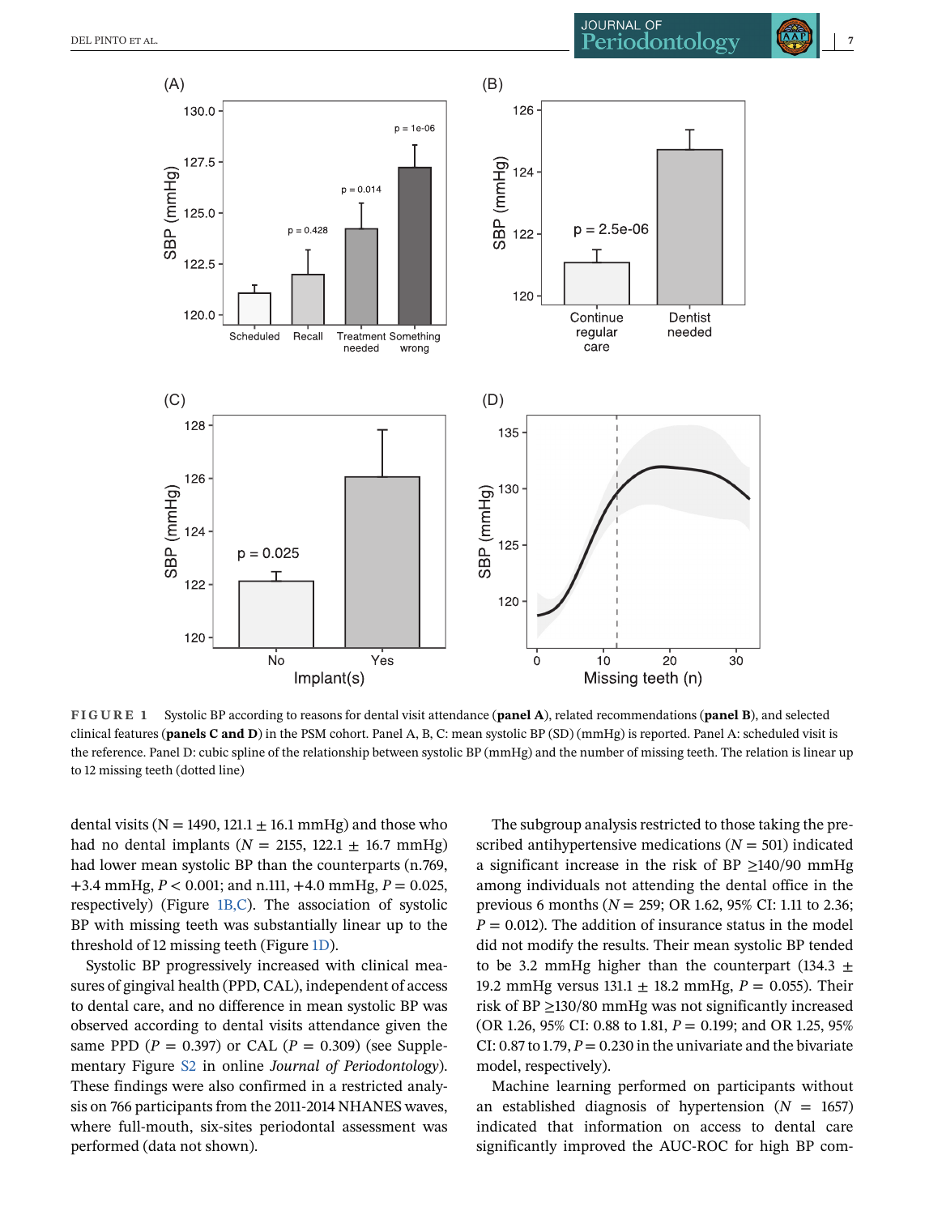FIGURE 1 Systolic BP according to reasons for dental visit attendance (**panel A**), related recommendations (**panel B**), and selected clinical features (**panels C and D**) in the PSM cohort. Panel A, B, C: mean systolic BP (SD) (mmHg) is reported. Panel A: scheduled visit is the reference. Panel D: cubic spline of the relationship between systolic BP (mmHg) and the number of missing teeth. The relation is linear up to 12 missing teeth (dotted line)

dental visits (N = 1490, 121.1 ± 16.1 mmHg) and those who had no dental implants ($N$ = 2155, 122.1 ± 16.7 mmHg) had lower mean systolic BP than the counterparts (n.769, +3.4 mmHg, $P < 0.001$; and n.111, +4.0 mmHg, $P = 0.025$, respectively) (Figure 1B,C). The association of systolic BP with missing teeth was substantially linear up to the threshold of 12 missing teeth (Figure 1D).

Systolic BP progressively increased with clinical measures of gingival health (PPD, CAL), independent of access to dental care, and no difference in mean systolic BP was observed according to dental visits attendance given the same PPD ($P$ = 0.397) or CAL ($P$ = 0.309) (see Supplementary Figure S2 in online *Journal of Periodontology*). These findings were also confirmed in a restricted analysis on 766 participants from the 2011-2014 NHANES waves, where full-mouth, six-sites periodontal assessment was performed (data not shown).

The subgroup analysis restricted to those taking the prescribed antihypertensive medications ($N$ = 501) indicated a significant increase in the risk of BP ≥140/90 mmHg among individuals not attending the dental office in the previous 6 months ($N$ = 259; OR 1.62, 95% CI: 1.11 to 2.36; $P$ = 0.012). The addition of insurance status in the model did not modify the results. Their mean systolic BP tended to be 3.2 mmHg higher than the counterpart (134.3 ± 19.2 mmHg versus 131.1 ± 18.2 mmHg, $P$ = 0.055). Their risk of BP ≥130/80 mmHg was not significantly increased (OR 1.26, 95% CI: 0.88 to 1.81, $P$ = 0.199; and OR 1.25, 95% CI: 0.87 to 1.79, $P$ = 0.230 in the univariate and the bivariate model, respectively).

Machine learning performed on participants without an established diagnosis of hypertension ($N$ = 1657) indicated that information on access to dental care significantly improved the AUC-ROC for high BP com-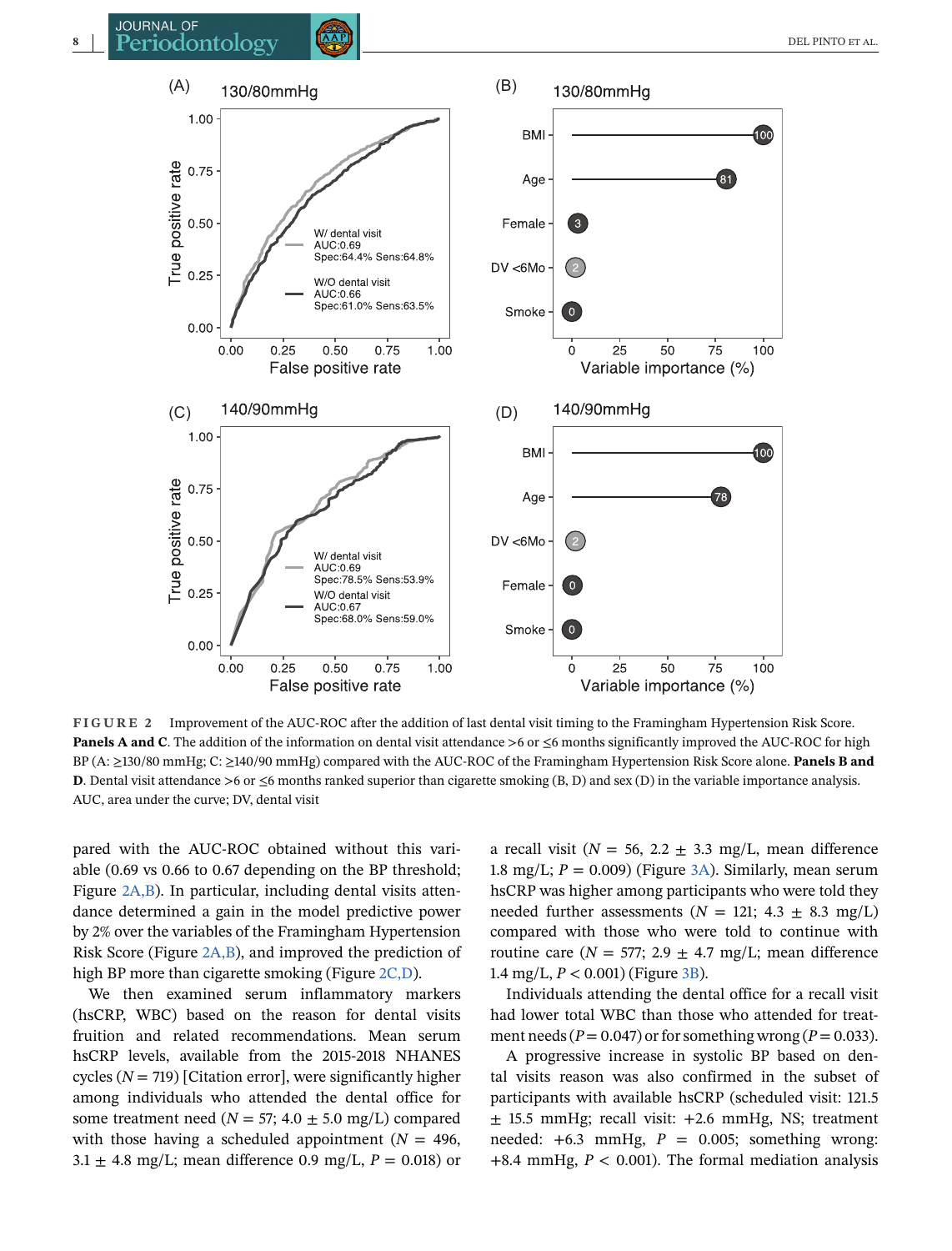FIGURE 2 Improvement of the AUC-ROC after the addition of last dental visit timing to the Framingham Hypertension Risk Score. **Panels A and C**. The addition of the information on dental visit attendance >6 or ≤6 months significantly improved the AUC-ROC for high BP (A: ≥130/80 mmHg; C: ≥140/90 mmHg) compared with the AUC-ROC of the Framingham Hypertension Risk Score alone. **Panels B and D**. Dental visit attendance >6 or ≤6 months ranked superior than cigarette smoking (B, D) and sex (D) in the variable importance analysis. AUC, area under the curve; DV, dental visit

pared with the AUC-ROC obtained without this variable (0.69 vs 0.66 to 0.67 depending on the BP threshold; Figure 2A,B). In particular, including dental visits attendance determined a gain in the model predictive power by 2% over the variables of the Framingham Hypertension Risk Score (Figure 2A,B), and improved the prediction of high BP more than cigarette smoking (Figure 2C,D).

We then examined serum inflammatory markers (hsCRP, WBC) based on the reason for dental visits fruition and related recommendations. Mean serum hsCRP levels, available from the 2015-2018 NHANES cycles ($N = 719$) [Citation error], were significantly higher among individuals who attended the dental office for some treatment need ($N = 57$; $4.0 \pm 5.0$ mg/L) compared with those having a scheduled appointment ($N = 496$, $3.1 \pm 4.8$ mg/L; mean difference 0.9 mg/L, $P = 0.018$) or a recall visit ($N = 56$, $2.2 \pm 3.3$ mg/L, mean difference 1.8 mg/L; $P = 0.009$) (Figure 3A). Similarly, mean serum hsCRP was higher among participants who were told they needed further assessments ($N = 121$; $4.3 \pm 8.3$ mg/L) compared with those who were told to continue with routine care ($N = 577$; $2.9 \pm 4.7$ mg/L; mean difference 1.4 mg/L, $P < 0.001$) (Figure 3B).

Individuals attending the dental office for a recall visit had lower total WBC than those who attended for treatment needs ($P = 0.047$) or for something wrong ($P = 0.033$).

A progressive increase in systolic BP based on dental visits reason was also confirmed in the subset of participants with available hsCRP (scheduled visit: 121.5 ± 15.5 mmHg; recall visit: +2.6 mmHg, NS; treatment needed: +6.3 mmHg, $P = 0.005$; something wrong: +8.4 mmHg, $P < 0.001$). The formal mediation analysis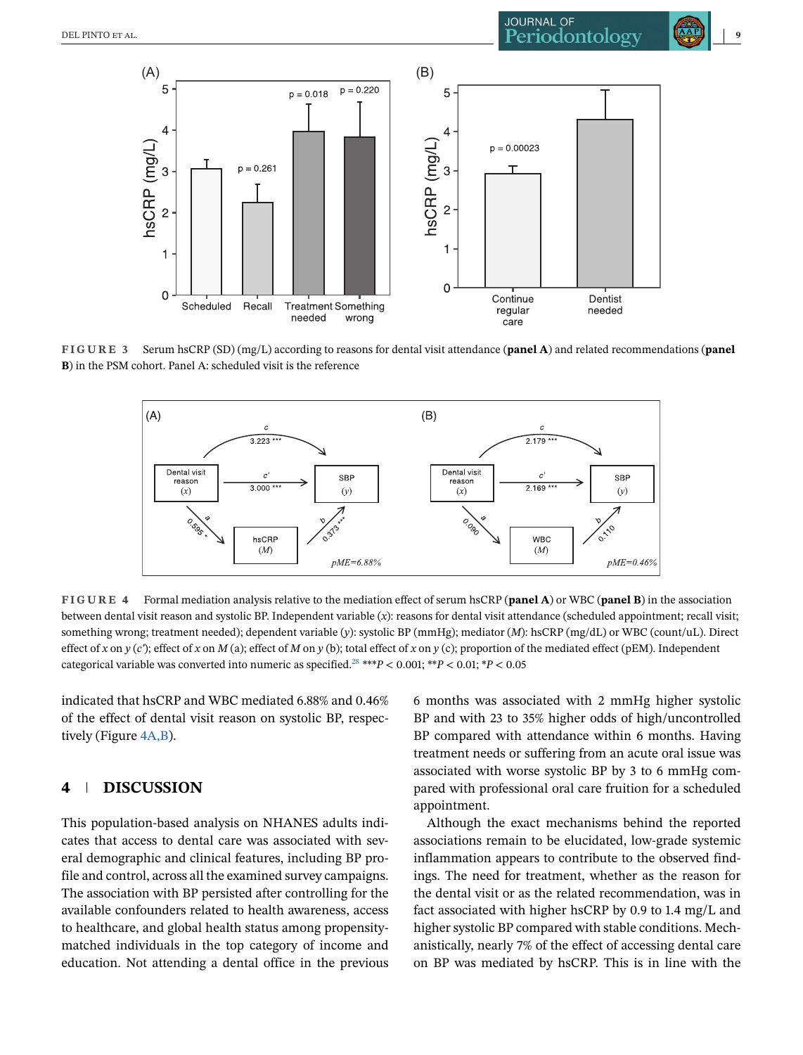**FIGURE 3** Serum hsCRP (SD) (mg/L) according to reasons for dental visit attendance (**panel A**) and related recommendations (**panel B**) in the PSM cohort. Panel A: scheduled visit is the reference

**FIGURE 4** Formal mediation analysis relative to the mediation effect of serum hsCRP (**panel A**) or WBC (**panel B**) in the association between dental visit reason and systolic BP. Independent variable (*x*): reasons for dental visit attendance (scheduled appointment; recall visit; something wrong; treatment needed); dependent variable (*y*): systolic BP (mmHg); mediator (*M*): hsCRP (mg/dL) or WBC (count/uL). Direct effect of *x* on *y* (*c′*); effect of *x* on *M* (a); effect of *M* on *y* (b); total effect of *x* on *y* (c); proportion of the mediated effect (pEM). Independent categorical variable was converted into numeric as specified.[28] ****P* < 0.001; ***P* < 0.01; **P* < 0.05

indicated that hsCRP and WBC mediated 6.88% and 0.46% of the effect of dental visit reason on systolic BP, respectively (Figure 4A,B).

## 4 | DISCUSSION

This population-based analysis on NHANES adults indicates that access to dental care was associated with several demographic and clinical features, including BP profile and control, across all the examined survey campaigns. The association with BP persisted after controlling for the available confounders related to health awareness, access to healthcare, and global health status among propensity-matched individuals in the top category of income and education. Not attending a dental office in the previous 6 months was associated with 2 mmHg higher systolic BP and with 23 to 35% higher odds of high/uncontrolled BP compared with attendance within 6 months. Having treatment needs or suffering from an acute oral issue was associated with worse systolic BP by 3 to 6 mmHg compared with professional oral care fruition for a scheduled appointment.

Although the exact mechanisms behind the reported associations remain to be elucidated, low-grade systemic inflammation appears to contribute to the observed findings. The need for treatment, whether as the reason for the dental visit or as the related recommendation, was in fact associated with higher hsCRP by 0.9 to 1.4 mg/L and higher systolic BP compared with stable conditions. Mechanistically, nearly 7% of the effect of accessing dental care on BP was mediated by hsCRP. This is in line with the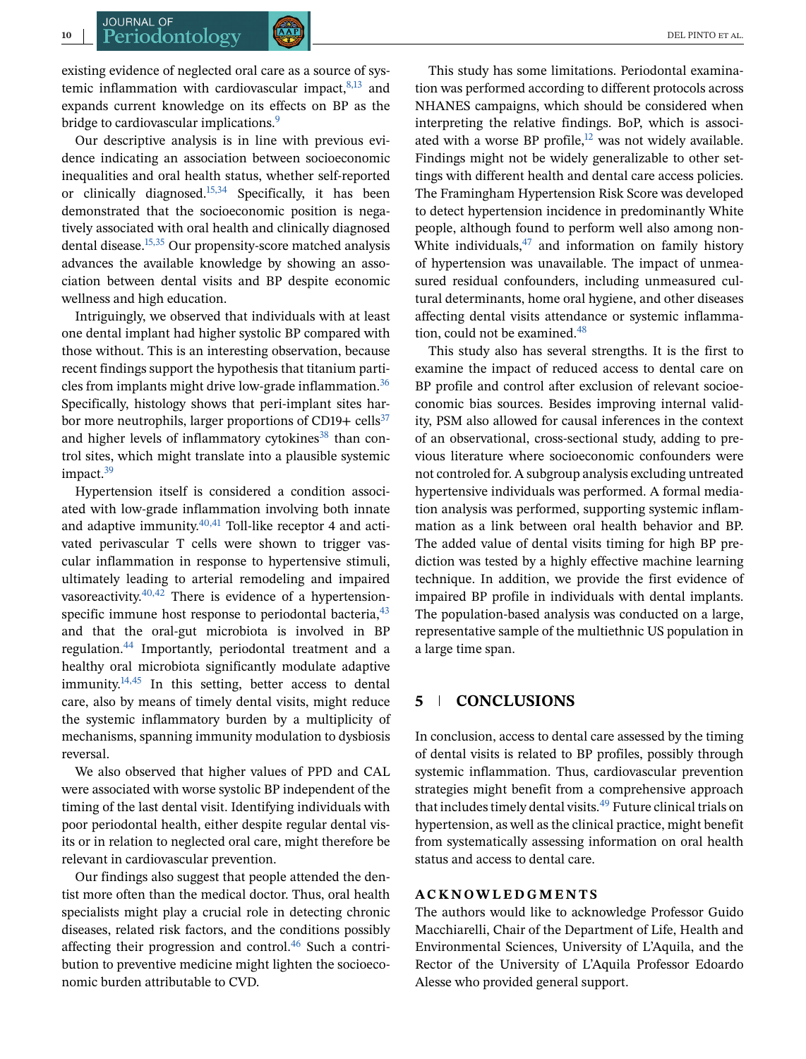existing evidence of neglected oral care as a source of systemic inflammation with cardiovascular impact,[8,13] and expands current knowledge on its effects on BP as the bridge to cardiovascular implications.[9]

Our descriptive analysis is in line with previous evidence indicating an association between socioeconomic inequalities and oral health status, whether self-reported or clinically diagnosed.[15,34] Specifically, it has been demonstrated that the socioeconomic position is negatively associated with oral health and clinically diagnosed dental disease.[15,35] Our propensity-score matched analysis advances the available knowledge by showing an association between dental visits and BP despite economic wellness and high education.

Intriguingly, we observed that individuals with at least one dental implant had higher systolic BP compared with those without. This is an interesting observation, because recent findings support the hypothesis that titanium particles from implants might drive low-grade inflammation.[36] Specifically, histology shows that peri-implant sites harbor more neutrophils, larger proportions of CD19+ cells[37] and higher levels of inflammatory cytokines[38] than control sites, which might translate into a plausible systemic impact.[39]

Hypertension itself is considered a condition associated with low-grade inflammation involving both innate and adaptive immunity.[40,41] Toll-like receptor 4 and activated perivascular T cells were shown to trigger vascular inflammation in response to hypertensive stimuli, ultimately leading to arterial remodeling and impaired vasoreactivity.[40,42] There is evidence of a hypertension-specific immune host response to periodontal bacteria,[43] and that the oral-gut microbiota is involved in BP regulation.[44] Importantly, periodontal treatment and a healthy oral microbiota significantly modulate adaptive immunity.[14,45] In this setting, better access to dental care, also by means of timely dental visits, might reduce the systemic inflammatory burden by a multiplicity of mechanisms, spanning immunity modulation to dysbiosis reversal.

We also observed that higher values of PPD and CAL were associated with worse systolic BP independent of the timing of the last dental visit. Identifying individuals with poor periodontal health, either despite regular dental visits or in relation to neglected oral care, might therefore be relevant in cardiovascular prevention.

Our findings also suggest that people attended the dentist more often than the medical doctor. Thus, oral health specialists might play a crucial role in detecting chronic diseases, related risk factors, and the conditions possibly affecting their progression and control.[46] Such a contribution to preventive medicine might lighten the socioeconomic burden attributable to CVD.

This study has some limitations. Periodontal examination was performed according to different protocols across NHANES campaigns, which should be considered when interpreting the relative findings. BoP, which is associated with a worse BP profile,[12] was not widely available. Findings might not be widely generalizable to other settings with different health and dental care access policies. The Framingham Hypertension Risk Score was developed to detect hypertension incidence in predominantly White people, although found to perform well also among non-White individuals,[47] and information on family history of hypertension was unavailable. The impact of unmeasured residual confounders, including unmeasured cultural determinants, home oral hygiene, and other diseases affecting dental visits attendance or systemic inflammation, could not be examined.[48]

This study also has several strengths. It is the first to examine the impact of reduced access to dental care on BP profile and control after exclusion of relevant socioeconomic bias sources. Besides improving internal validity, PSM also allowed for causal inferences in the context of an observational, cross-sectional study, adding to previous literature where socioeconomic confounders were not controled for. A subgroup analysis excluding untreated hypertensive individuals was performed. A formal mediation analysis was performed, supporting systemic inflammation as a link between oral health behavior and BP. The added value of dental visits timing for high BP prediction was tested by a highly effective machine learning technique. In addition, we provide the first evidence of impaired BP profile in individuals with dental implants. The population-based analysis was conducted on a large, representative sample of the multiethnic US population in a large time span.

## 5 | CONCLUSIONS

In conclusion, access to dental care assessed by the timing of dental visits is related to BP profiles, possibly through systemic inflammation. Thus, cardiovascular prevention strategies might benefit from a comprehensive approach that includes timely dental visits.[49] Future clinical trials on hypertension, as well as the clinical practice, might benefit from systematically assessing information on oral health status and access to dental care.

### ACKNOWLEDGMENTS

The authors would like to acknowledge Professor Guido Macchiarelli, Chair of the Department of Life, Health and Environmental Sciences, University of L'Aquila, and the Rector of the University of L'Aquila Professor Edoardo Alesse who provided general support.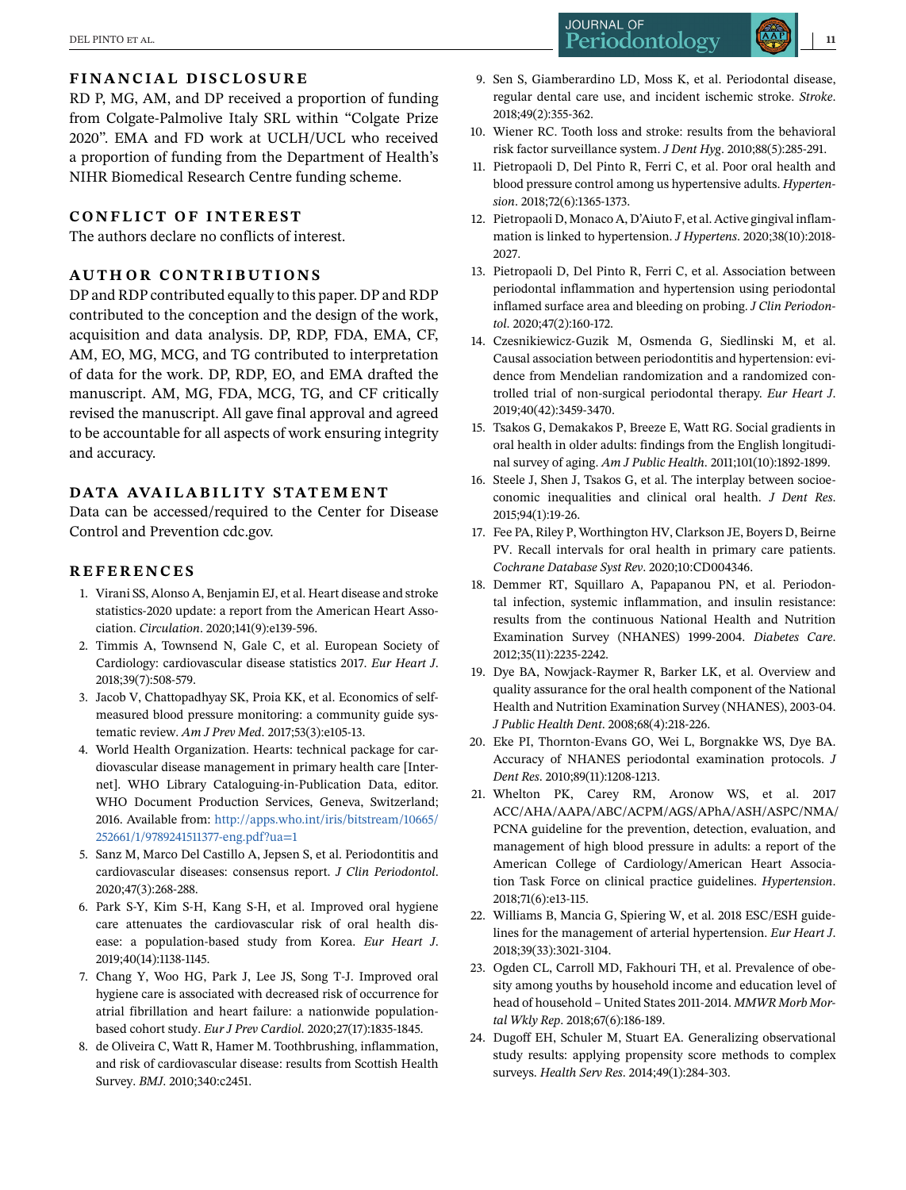## FINANCIAL DISCLOSURE

RD P, MG, AM, and DP received a proportion of funding from Colgate-Palmolive Italy SRL within "Colgate Prize 2020". EMA and FD work at UCLH/UCL who received a proportion of funding from the Department of Health's NIHR Biomedical Research Centre funding scheme.

## CONFLICT OF INTEREST

The authors declare no conflicts of interest.

## AUTHOR CONTRIBUTIONS

DP and RDP contributed equally to this paper. DP and RDP contributed to the conception and the design of the work, acquisition and data analysis. DP, RDP, FDA, EMA, CF, AM, EO, MG, MCG, and TG contributed to interpretation of data for the work. DP, RDP, EO, and EMA drafted the manuscript. AM, MG, FDA, MCG, TG, and CF critically revised the manuscript. All gave final approval and agreed to be accountable for all aspects of work ensuring integrity and accuracy.

## DATA AVAILABILITY STATEMENT

Data can be accessed/required to the Center for Disease Control and Prevention cdc.gov.

## REFERENCES

1. Virani SS, Alonso A, Benjamin EJ, et al. Heart disease and stroke statistics-2020 update: a report from the American Heart Association. *Circulation*. 2020;141(9):e139-596.
2. Timmis A, Townsend N, Gale C, et al. European Society of Cardiology: cardiovascular disease statistics 2017. *Eur Heart J*. 2018;39(7):508-579.
3. Jacob V, Chattopadhyay SK, Proia KK, et al. Economics of self-measured blood pressure monitoring: a community guide systematic review. *Am J Prev Med*. 2017;53(3):e105-13.
4. World Health Organization. Hearts: technical package for cardiovascular disease management in primary health care [Internet]. WHO Library Cataloguing-in-Publication Data, editor. WHO Document Production Services, Geneva, Switzerland; 2016. Available from: http://apps.who.int/iris/bitstream/10665/252661/1/9789241511377-eng.pdf?ua=1
5. Sanz M, Marco Del Castillo A, Jepsen S, et al. Periodontitis and cardiovascular diseases: consensus report. *J Clin Periodontol*. 2020;47(3):268-288.
6. Park S-Y, Kim S-H, Kang S-H, et al. Improved oral hygiene care attenuates the cardiovascular risk of oral health disease: a population-based study from Korea. *Eur Heart J*. 2019;40(14):1138-1145.
7. Chang Y, Woo HG, Park J, Lee JS, Song T-J. Improved oral hygiene care is associated with decreased risk of occurrence for atrial fibrillation and heart failure: a nationwide population-based cohort study. *Eur J Prev Cardiol*. 2020;27(17):1835-1845.
8. de Oliveira C, Watt R, Hamer M. Toothbrushing, inflammation, and risk of cardiovascular disease: results from Scottish Health Survey. *BMJ*. 2010;340:c2451.
9. Sen S, Giamberardino LD, Moss K, et al. Periodontal disease, regular dental care use, and incident ischemic stroke. *Stroke*. 2018;49(2):355-362.
10. Wiener RC. Tooth loss and stroke: results from the behavioral risk factor surveillance system. *J Dent Hyg*. 2010;88(5):285-291.
11. Pietropaoli D, Del Pinto R, Ferri C, et al. Poor oral health and blood pressure control among us hypertensive adults. *Hypertension*. 2018;72(6):1365-1373.
12. Pietropaoli D, Monaco A, D'Aiuto F, et al. Active gingival inflammation is linked to hypertension. *J Hypertens*. 2020;38(10):2018-2027.
13. Pietropaoli D, Del Pinto R, Ferri C, et al. Association between periodontal inflammation and hypertension using periodontal inflamed surface area and bleeding on probing. *J Clin Periodontol*. 2020;47(2):160-172.
14. Czesnikiewicz-Guzik M, Osmenda G, Siedlinski M, et al. Causal association between periodontitis and hypertension: evidence from Mendelian randomization and a randomized controlled trial of non-surgical periodontal therapy. *Eur Heart J*. 2019;40(42):3459-3470.
15. Tsakos G, Demakakos P, Breeze E, Watt RG. Social gradients in oral health in older adults: findings from the English longitudinal survey of aging. *Am J Public Health*. 2011;101(10):1892-1899.
16. Steele J, Shen J, Tsakos G, et al. The interplay between socioeconomic inequalities and clinical oral health. *J Dent Res*. 2015;94(1):19-26.
17. Fee PA, Riley P, Worthington HV, Clarkson JE, Boyers D, Beirne PV. Recall intervals for oral health in primary care patients. *Cochrane Database Syst Rev*. 2020;10:CD004346.
18. Demmer RT, Squillaro A, Papapanou PN, et al. Periodontal infection, systemic inflammation, and insulin resistance: results from the continuous National Health and Nutrition Examination Survey (NHANES) 1999-2004. *Diabetes Care*. 2012;35(11):2235-2242.
19. Dye BA, Nowjack-Raymer R, Barker LK, et al. Overview and quality assurance for the oral health component of the National Health and Nutrition Examination Survey (NHANES), 2003-04. *J Public Health Dent*. 2008;68(4):218-226.
20. Eke PI, Thornton-Evans GO, Wei L, Borgnakke WS, Dye BA. Accuracy of NHANES periodontal examination protocols. *J Dent Res*. 2010;89(11):1208-1213.
21. Whelton PK, Carey RM, Aronow WS, et al. 2017 ACC/AHA/AAPA/ABC/ACPM/AGS/APhA/ASH/ASPC/NMA/PCNA guideline for the prevention, detection, evaluation, and management of high blood pressure in adults: a report of the American College of Cardiology/American Heart Association Task Force on clinical practice guidelines. *Hypertension*. 2018;71(6):e13-115.
22. Williams B, Mancia G, Spiering W, et al. 2018 ESC/ESH guidelines for the management of arterial hypertension. *Eur Heart J*. 2018;39(33):3021-3104.
23. Ogden CL, Carroll MD, Fakhouri TH, et al. Prevalence of obesity among youths by household income and education level of head of household – United States 2011-2014. *MMWR Morb Mortal Wkly Rep*. 2018;67(6):186-189.
24. Dugoff EH, Schuler M, Stuart EA. Generalizing observational study results: applying propensity score methods to complex surveys. *Health Serv Res*. 2014;49(1):284-303.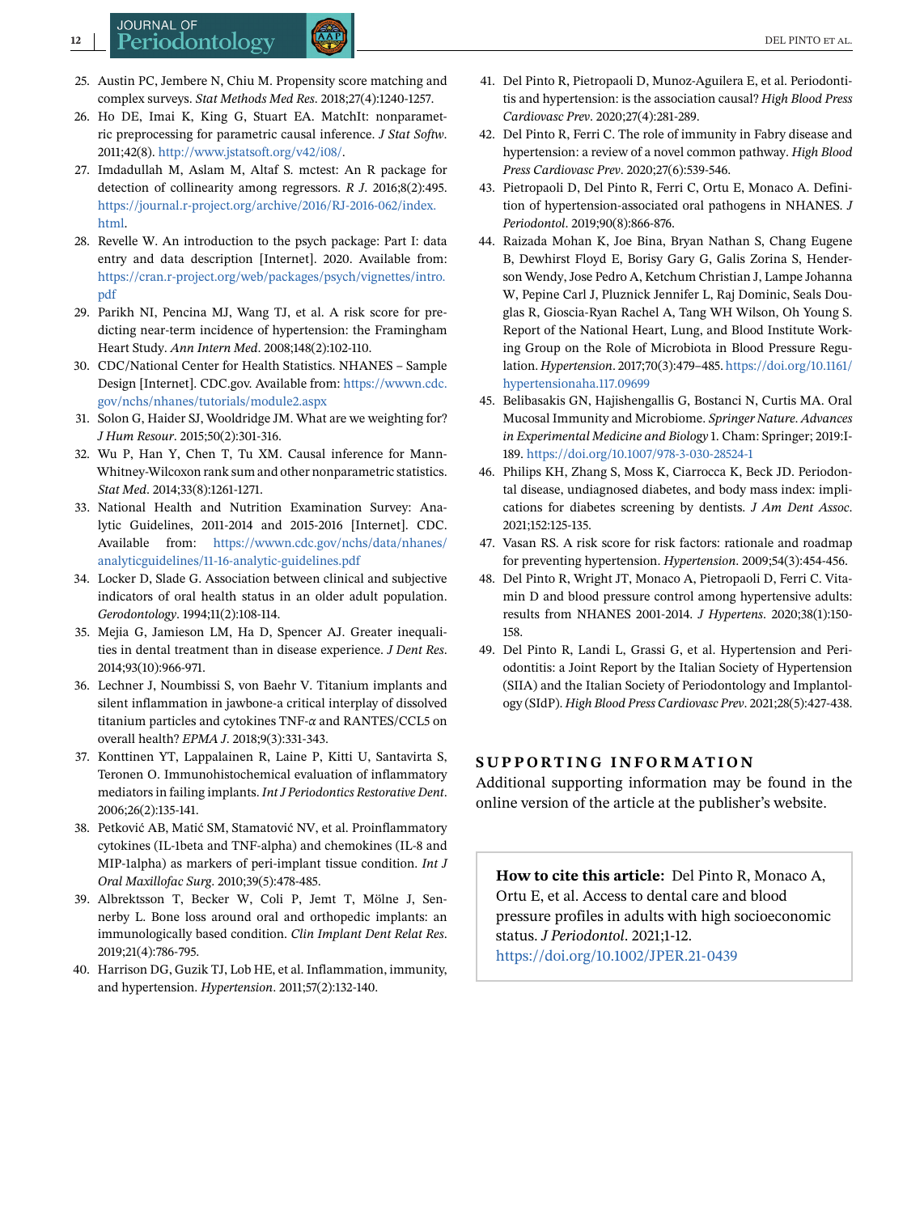25. Austin PC, Jembere N, Chiu M. Propensity score matching and complex surveys. *Stat Methods Med Res*. 2018;27(4):1240-1257.
26. Ho DE, Imai K, King G, Stuart EA. MatchIt: nonparametric preprocessing for parametric causal inference. *J Stat Softw*. 2011;42(8). http://www.jstatsoft.org/v42/i08/.
27. Imdadullah M, Aslam M, Altaf S. mctest: An R package for detection of collinearity among regressors. *R J*. 2016;8(2):495. https://journal.r-project.org/archive/2016/RJ-2016-062/index.html.
28. Revelle W. An introduction to the psych package: Part I: data entry and data description [Internet]. 2020. Available from: https://cran.r-project.org/web/packages/psych/vignettes/intro.pdf
29. Parikh NI, Pencina MJ, Wang TJ, et al. A risk score for predicting near-term incidence of hypertension: the Framingham Heart Study. *Ann Intern Med*. 2008;148(2):102-110.
30. CDC/National Center for Health Statistics. NHANES – Sample Design [Internet]. CDC.gov. Available from: https://wwwn.cdc.gov/nchs/nhanes/tutorials/module2.aspx
31. Solon G, Haider SJ, Wooldridge JM. What are we weighting for? *J Hum Resour*. 2015;50(2):301-316.
32. Wu P, Han Y, Chen T, Tu XM. Causal inference for Mann-Whitney-Wilcoxon rank sum and other nonparametric statistics. *Stat Med*. 2014;33(8):1261-1271.
33. National Health and Nutrition Examination Survey: Analytic Guidelines, 2011-2014 and 2015-2016 [Internet]. CDC. Available from: https://wwwn.cdc.gov/nchs/data/nhanes/analyticguidelines/11-16-analytic-guidelines.pdf
34. Locker D, Slade G. Association between clinical and subjective indicators of oral health status in an older adult population. *Gerodontology*. 1994;11(2):108-114.
35. Mejia G, Jamieson LM, Ha D, Spencer AJ. Greater inequalities in dental treatment than in disease experience. *J Dent Res*. 2014;93(10):966-971.
36. Lechner J, Noumbissi S, von Baehr V. Titanium implants and silent inflammation in jawbone-a critical interplay of dissolved titanium particles and cytokines TNF-$\alpha$ and RANTES/CCL5 on overall health? *EPMA J*. 2018;9(3):331-343.
37. Konttinen YT, Lappalainen R, Laine P, Kitti U, Santavirta S, Teronen O. Immunohistochemical evaluation of inflammatory mediators in failing implants. *Int J Periodontics Restorative Dent*. 2006;26(2):135-141.
38. Petković AB, Matić SM, Stamatović NV, et al. Proinflammatory cytokines (IL-1beta and TNF-alpha) and chemokines (IL-8 and MIP-1alpha) as markers of peri-implant tissue condition. *Int J Oral Maxillofac Surg*. 2010;39(5):478-485.
39. Albrektsson T, Becker W, Coli P, Jemt T, Mölne J, Sennerby L. Bone loss around oral and orthopedic implants: an immunologically based condition. *Clin Implant Dent Relat Res*. 2019;21(4):786-795.
40. Harrison DG, Guzik TJ, Lob HE, et al. Inflammation, immunity, and hypertension. *Hypertension*. 2011;57(2):132-140.
41. Del Pinto R, Pietropaoli D, Munoz-Aguilera E, et al. Periodontitis and hypertension: is the association causal? *High Blood Press Cardiovasc Prev*. 2020;27(4):281-289.
42. Del Pinto R, Ferri C. The role of immunity in Fabry disease and hypertension: a review of a novel common pathway. *High Blood Press Cardiovasc Prev*. 2020;27(6):539-546.
43. Pietropaoli D, Del Pinto R, Ferri C, Ortu E, Monaco A. Definition of hypertension-associated oral pathogens in NHANES. *J Periodontol*. 2019;90(8):866-876.
44. Raizada Mohan K, Joe Bina, Bryan Nathan S, Chang Eugene B, Dewhirst Floyd E, Borisy Gary G, Galis Zorina S, Henderson Wendy, Jose Pedro A, Ketchum Christian J, Lampe Johanna W, Pepine Carl J, Pluznick Jennifer L, Raj Dominic, Seals Douglas R, Gioscia-Ryan Rachel A, Tang WH Wilson, Oh Young S. Report of the National Heart, Lung, and Blood Institute Working Group on the Role of Microbiota in Blood Pressure Regulation. *Hypertension*. 2017;70(3):479–485. https://doi.org/10.1161/hypertensionaha.117.09699
45. Belibasakis GN, Hajishengallis G, Bostanci N, Curtis MA. Oral Mucosal Immunity and Microbiome. *Springer Nature. Advances in Experimental Medicine and Biology* 1. Cham: Springer; 2019:I-189. https://doi.org/10.1007/978-3-030-28524-1
46. Philips KH, Zhang S, Moss K, Ciarrocca K, Beck JD. Periodontal disease, undiagnosed diabetes, and body mass index: implications for diabetes screening by dentists. *J Am Dent Assoc*. 2021;152:125-135.
47. Vasan RS. A risk score for risk factors: rationale and roadmap for preventing hypertension. *Hypertension*. 2009;54(3):454-456.
48. Del Pinto R, Wright JT, Monaco A, Pietropaoli D, Ferri C. Vitamin D and blood pressure control among hypertensive adults: results from NHANES 2001-2014. *J Hypertens*. 2020;38(1):150-158.
49. Del Pinto R, Landi L, Grassi G, et al. Hypertension and Periodontitis: a Joint Report by the Italian Society of Hypertension (SIIA) and the Italian Society of Periodontology and Implantology (SIdP). *High Blood Press Cardiovasc Prev*. 2021;28(5):427-438.

## SUPPORTING INFORMATION

Additional supporting information may be found in the online version of the article at the publisher's website.

**How to cite this article:** Del Pinto R, Monaco A, Ortu E, et al. Access to dental care and blood pressure profiles in adults with high socioeconomic status. *J Periodontol*. 2021;1-12. https://doi.org/10.1002/JPER.21-0439